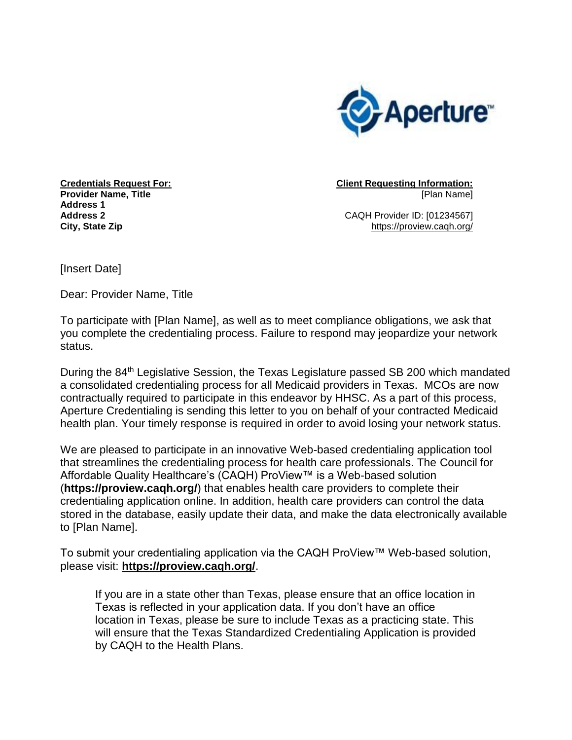Aperture™

**Credentials Request For:**
**Provider Name, Title**
**Address 1**
**Address 2**
**City, State Zip**

**Client Requesting Information:**
[Plan Name]

CAQH Provider ID: [01234567]
https://proview.caqh.org/

[Insert Date]

Dear: Provider Name, Title

To participate with [Plan Name], as well as to meet compliance obligations, we ask that you complete the credentialing process. Failure to respond may jeopardize your network status.

During the 84th Legislative Session, the Texas Legislature passed SB 200 which mandated a consolidated credentialing process for all Medicaid providers in Texas. MCOs are now contractually required to participate in this endeavor by HHSC. As a part of this process, Aperture Credentialing is sending this letter to you on behalf of your contracted Medicaid health plan. Your timely response is required in order to avoid losing your network status.

We are pleased to participate in an innovative Web-based credentialing application tool that streamlines the credentialing process for health care professionals. The Council for Affordable Quality Healthcare's (CAQH) ProView™ is a Web-based solution (**https://proview.caqh.org/**) that enables health care providers to complete their credentialing application online. In addition, health care providers can control the data stored in the database, easily update their data, and make the data electronically available to [Plan Name].

To submit your credentialing application via the CAQH ProView™ Web-based solution, please visit: **https://proview.caqh.org/**.

> If you are in a state other than Texas, please ensure that an office location in Texas is reflected in your application data. If you don't have an office location in Texas, please be sure to include Texas as a practicing state. This will ensure that the Texas Standardized Credentialing Application is provided by CAQH to the Health Plans.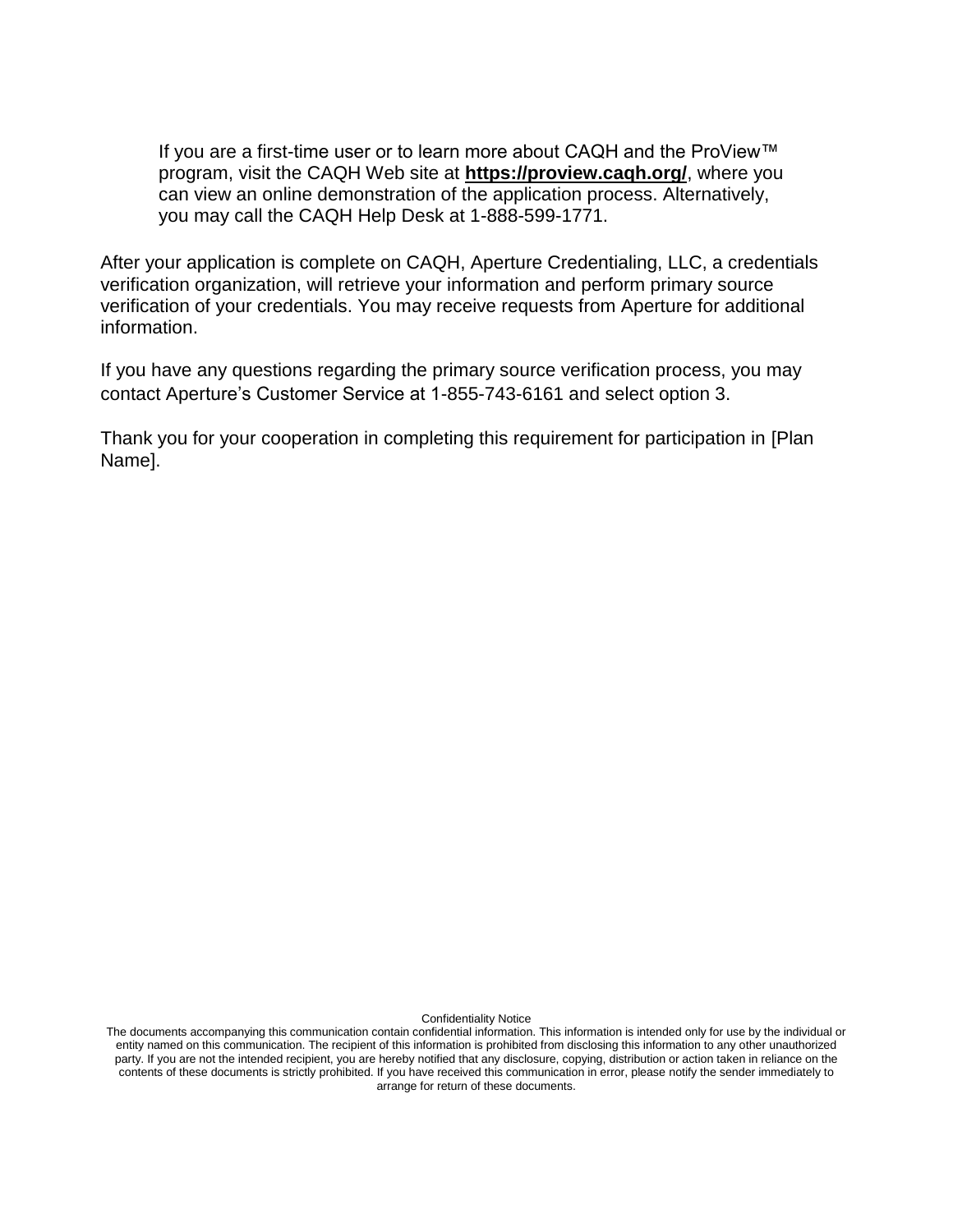If you are a first-time user or to learn more about CAQH and the ProView™ program, visit the CAQH Web site at **https://proview.caqh.org/**, where you can view an online demonstration of the application process. Alternatively, you may call the CAQH Help Desk at 1-888-599-1771.

After your application is complete on CAQH, Aperture Credentialing, LLC, a credentials verification organization, will retrieve your information and perform primary source verification of your credentials. You may receive requests from Aperture for additional information.

If you have any questions regarding the primary source verification process, you may contact Aperture's Customer Service at 1-855-743-6161 and select option 3.

Thank you for your cooperation in completing this requirement for participation in [Plan Name].

Confidentiality Notice

The documents accompanying this communication contain confidential information. This information is intended only for use by the individual or entity named on this communication. The recipient of this information is prohibited from disclosing this information to any other unauthorized party. If you are not the intended recipient, you are hereby notified that any disclosure, copying, distribution or action taken in reliance on the contents of these documents is strictly prohibited. If you have received this communication in error, please notify the sender immediately to arrange for return of these documents.